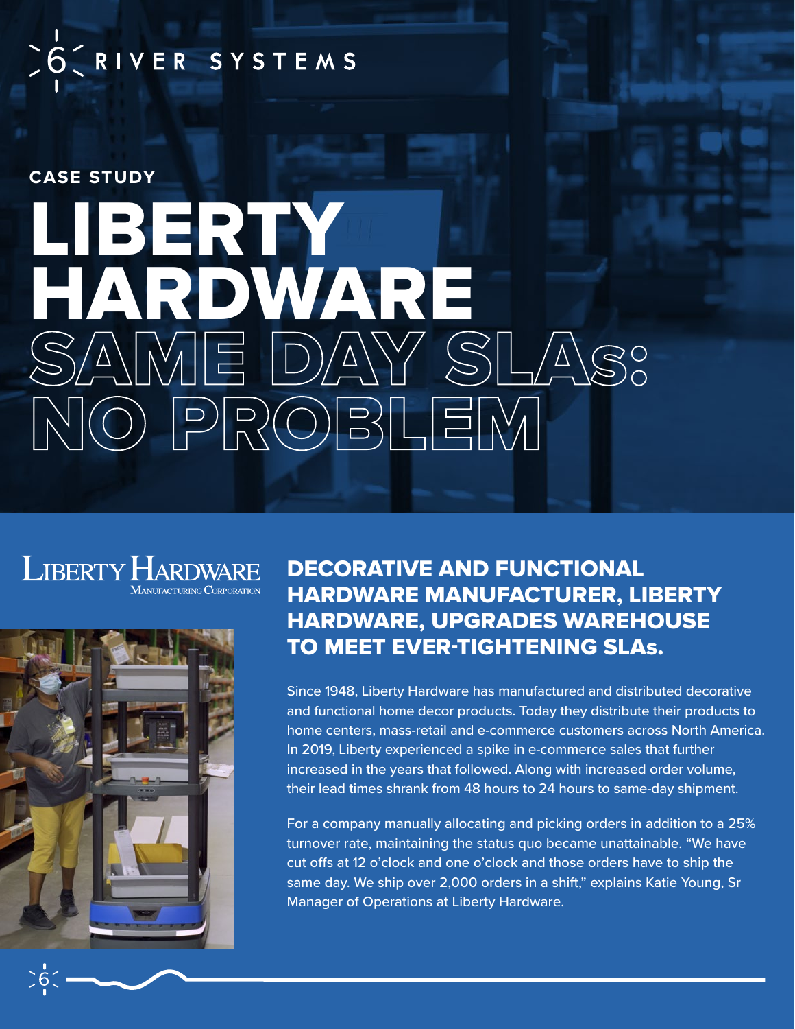6 RIVER SYSTEMS

CASE STUDY

# LIBERTY HARDWARE SAME DAY SLAs: NO PROBLEM

LIBERTY HARDWARE MANUFACTURING CORPORATION

## DECORATIVE AND FUNCTIONAL HARDWARE MANUFACTURER, LIBERTY HARDWARE, UPGRADES WAREHOUSE TO MEET EVER-TIGHTENING SLAs.

Since 1948, Liberty Hardware has manufactured and distributed decorative and functional home decor products. Today they distribute their products to home centers, mass-retail and e-commerce customers across North America. In 2019, Liberty experienced a spike in e-commerce sales that further increased in the years that followed. Along with increased order volume, their lead times shrank from 48 hours to 24 hours to same-day shipment.

For a company manually allocating and picking orders in addition to a 25% turnover rate, maintaining the status quo became unattainable. "We have cut offs at 12 o'clock and one o'clock and those orders have to ship the same day. We ship over 2,000 orders in a shift," explains Katie Young, Sr Manager of Operations at Liberty Hardware.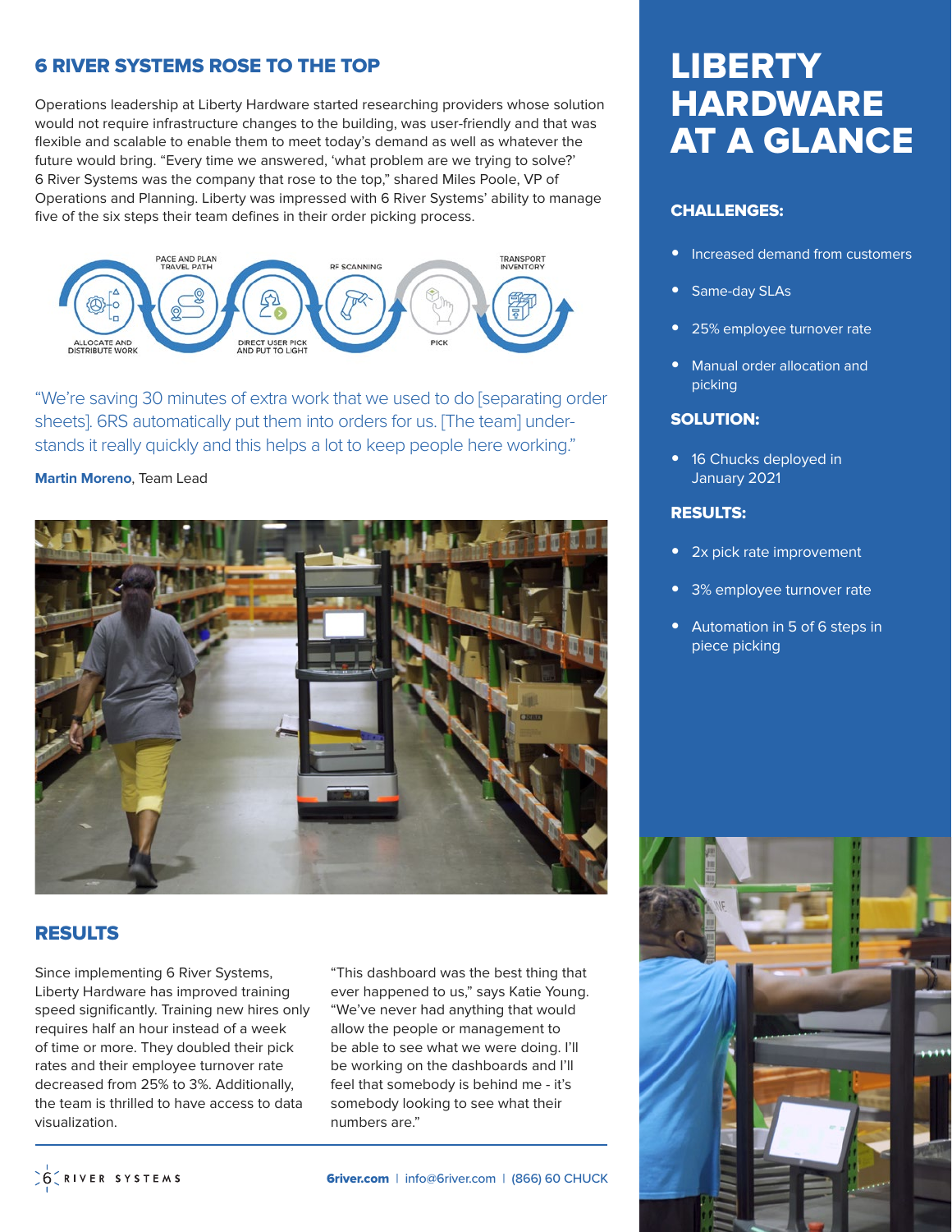## 6 RIVER SYSTEMS ROSE TO THE TOP

Operations leadership at Liberty Hardware started researching providers whose solution would not require infrastructure changes to the building, was user-friendly and that was flexible and scalable to enable them to meet today's demand as well as whatever the future would bring. "Every time we answered, 'what problem are we trying to solve?' 6 River Systems was the company that rose to the top," shared Miles Poole, VP of Operations and Planning. Liberty was impressed with 6 River Systems' ability to manage five of the six steps their team defines in their order picking process.

ALLOCATE AND DISTRIBUTE WORK

PACE AND PLAN TRAVEL PATH

DIRECT USER PICK AND PUT TO LIGHT

RF SCANNING

PICK

TRANSPORT INVENTORY

"We're saving 30 minutes of extra work that we used to do [separating order sheets]. 6RS automatically put them into orders for us. [The team] understands it really quickly and this helps a lot to keep people here working."

**Martin Moreno**, Team Lead

## RESULTS

Since implementing 6 River Systems, Liberty Hardware has improved training speed significantly. Training new hires only requires half an hour instead of a week of time or more. They doubled their pick rates and their employee turnover rate decreased from 25% to 3%. Additionally, the team is thrilled to have access to data visualization.

"This dashboard was the best thing that ever happened to us," says Katie Young. "We've never had anything that would allow the people or management to be able to see what we were doing. I'll be working on the dashboards and I'll feel that somebody is behind me - it's somebody looking to see what their numbers are."

# LIBERTY HARDWARE AT A GLANCE

### CHALLENGES:

- Increased demand from customers
- Same-day SLAs
- 25% employee turnover rate
- Manual order allocation and picking

### SOLUTION:

- 16 Chucks deployed in January 2021

### RESULTS:

- 2x pick rate improvement
- 3% employee turnover rate
- Automation in 5 of 6 steps in piece picking

6river.com | info@6river.com | (866) 60 CHUCK